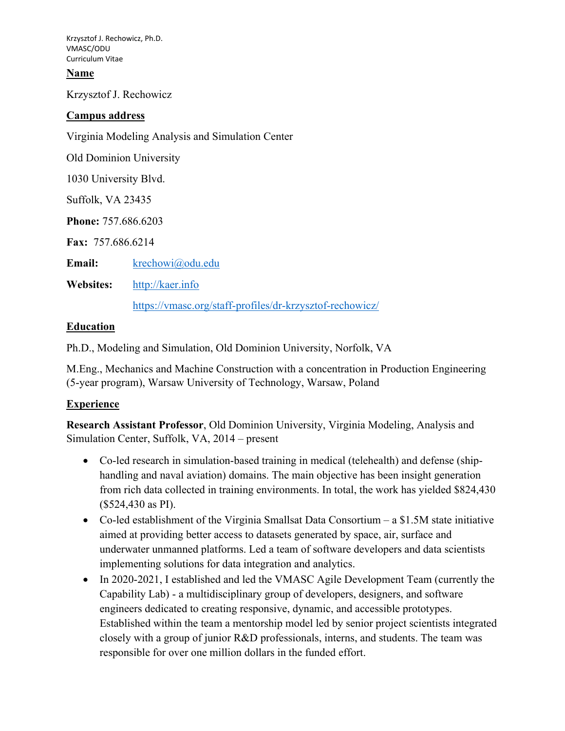Krzysztof J. Rechowicz, Ph.D.
VMASC/ODU
Curriculum Vitae

## Name

Krzysztof J. Rechowicz

## Campus address

Virginia Modeling Analysis and Simulation Center

Old Dominion University

1030 University Blvd.

Suffolk, VA 23435

**Phone:** 757.686.6203

**Fax:** 757.686.6214

**Email:** krechowi@odu.edu

**Websites:** http://kaer.info

https://vmasc.org/staff-profiles/dr-krzysztof-rechowicz/

## Education

Ph.D., Modeling and Simulation, Old Dominion University, Norfolk, VA

M.Eng., Mechanics and Machine Construction with a concentration in Production Engineering (5-year program), Warsaw University of Technology, Warsaw, Poland

## Experience

**Research Assistant Professor**, Old Dominion University, Virginia Modeling, Analysis and Simulation Center, Suffolk, VA, 2014 – present

- Co-led research in simulation-based training in medical (telehealth) and defense (ship-handling and naval aviation) domains. The main objective has been insight generation from rich data collected in training environments. In total, the work has yielded $824,430 ($524,430 as PI).
- Co-led establishment of the Virginia Smallsat Data Consortium – a $1.5M state initiative aimed at providing better access to datasets generated by space, air, surface and underwater unmanned platforms. Led a team of software developers and data scientists implementing solutions for data integration and analytics.
- In 2020-2021, I established and led the VMASC Agile Development Team (currently the Capability Lab) - a multidisciplinary group of developers, designers, and software engineers dedicated to creating responsive, dynamic, and accessible prototypes. Established within the team a mentorship model led by senior project scientists integrated closely with a group of junior R&D professionals, interns, and students. The team was responsible for over one million dollars in the funded effort.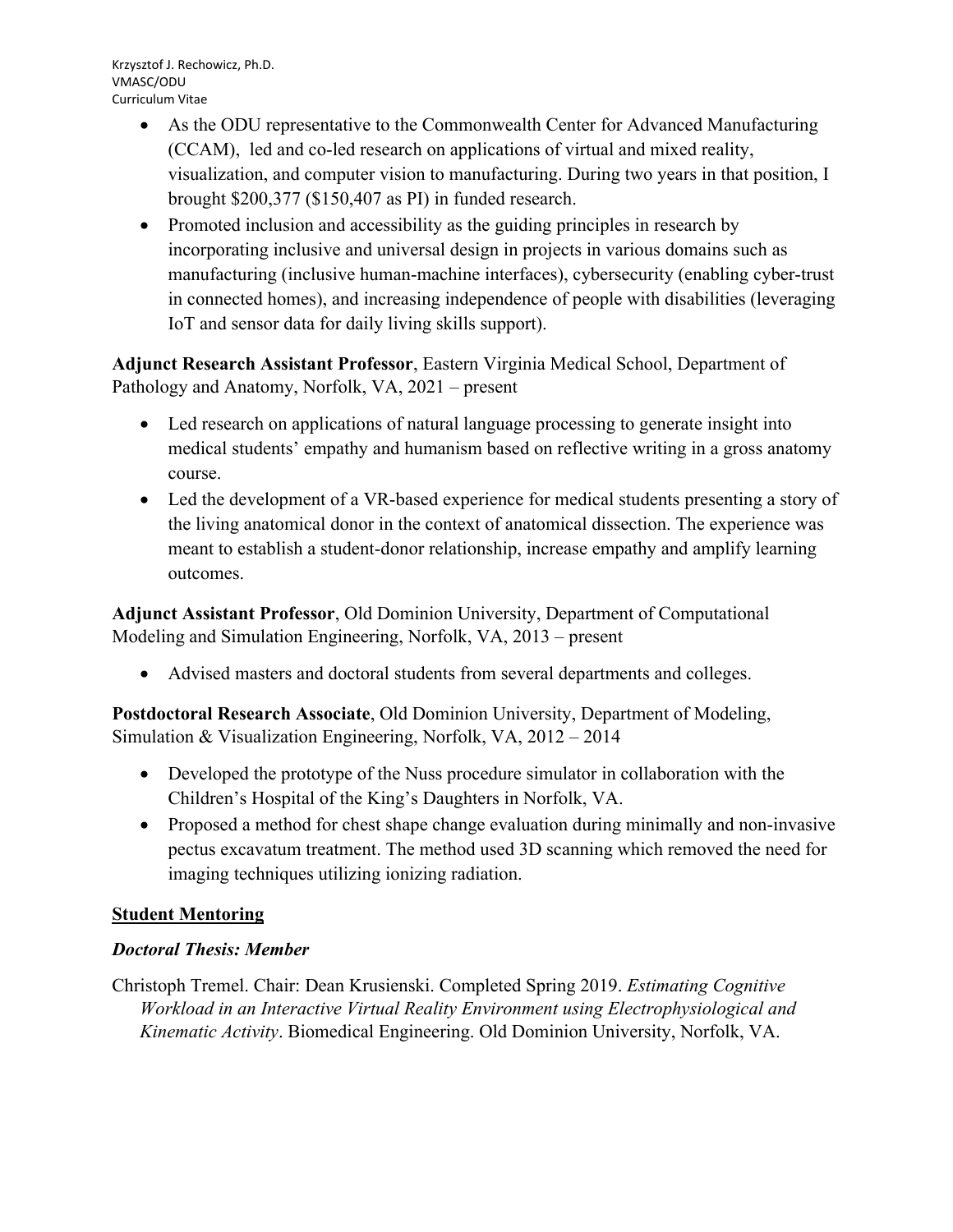- As the ODU representative to the Commonwealth Center for Advanced Manufacturing (CCAM), led and co-led research on applications of virtual and mixed reality, visualization, and computer vision to manufacturing. During two years in that position, I brought $200,377 ($150,407 as PI) in funded research.
- Promoted inclusion and accessibility as the guiding principles in research by incorporating inclusive and universal design in projects in various domains such as manufacturing (inclusive human-machine interfaces), cybersecurity (enabling cyber-trust in connected homes), and increasing independence of people with disabilities (leveraging IoT and sensor data for daily living skills support).

**Adjunct Research Assistant Professor**, Eastern Virginia Medical School, Department of Pathology and Anatomy, Norfolk, VA, 2021 – present

- Led research on applications of natural language processing to generate insight into medical students' empathy and humanism based on reflective writing in a gross anatomy course.
- Led the development of a VR-based experience for medical students presenting a story of the living anatomical donor in the context of anatomical dissection. The experience was meant to establish a student-donor relationship, increase empathy and amplify learning outcomes.

**Adjunct Assistant Professor**, Old Dominion University, Department of Computational Modeling and Simulation Engineering, Norfolk, VA, 2013 – present

- Advised masters and doctoral students from several departments and colleges.

**Postdoctoral Research Associate**, Old Dominion University, Department of Modeling, Simulation & Visualization Engineering, Norfolk, VA, 2012 – 2014

- Developed the prototype of the Nuss procedure simulator in collaboration with the Children's Hospital of the King's Daughters in Norfolk, VA.
- Proposed a method for chest shape change evaluation during minimally and non-invasive pectus excavatum treatment. The method used 3D scanning which removed the need for imaging techniques utilizing ionizing radiation.

## Student Mentoring

### *Doctoral Thesis: Member*

Christoph Tremel. Chair: Dean Krusienski. Completed Spring 2019. *Estimating Cognitive Workload in an Interactive Virtual Reality Environment using Electrophysiological and Kinematic Activity*. Biomedical Engineering. Old Dominion University, Norfolk, VA.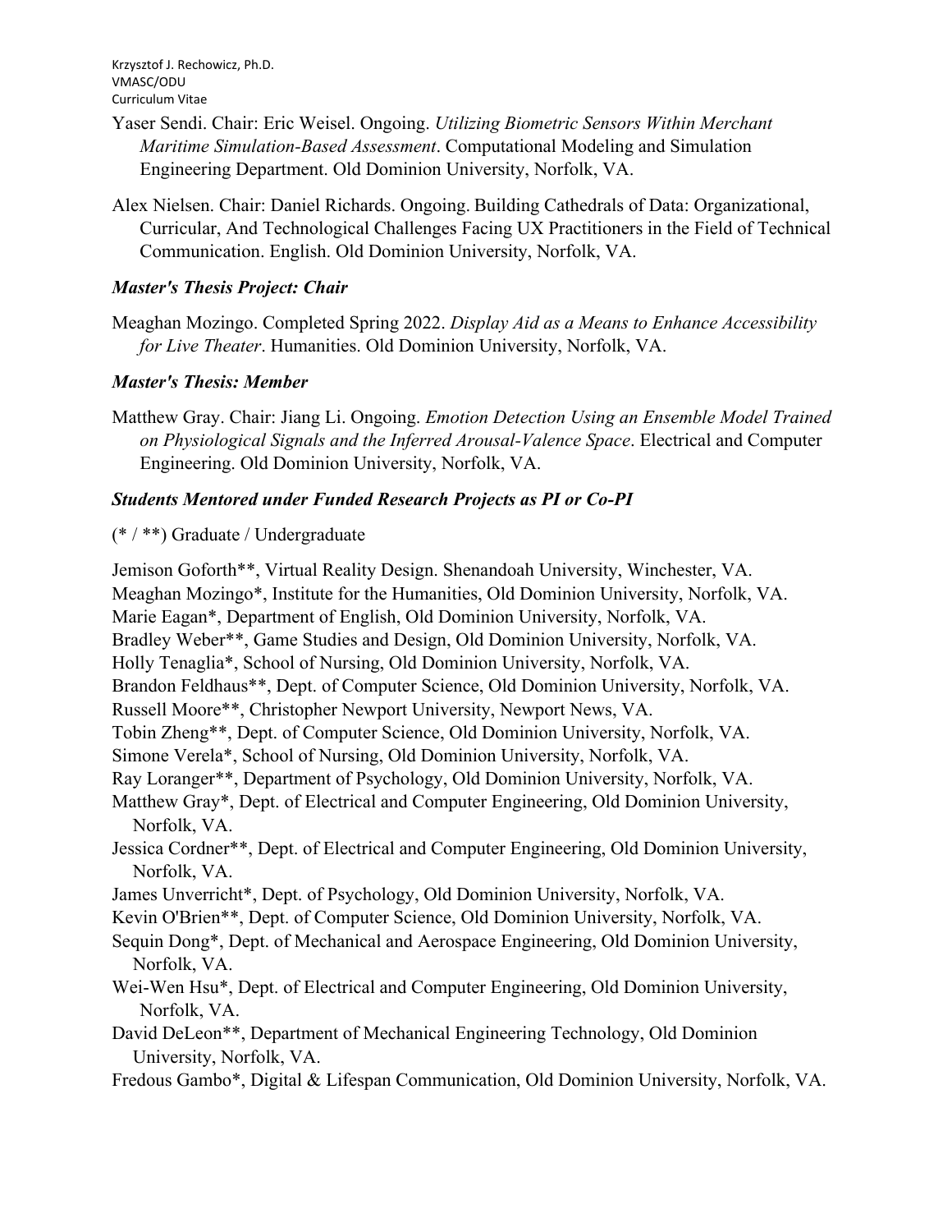Yaser Sendi. Chair: Eric Weisel. Ongoing. *Utilizing Biometric Sensors Within Merchant Maritime Simulation-Based Assessment*. Computational Modeling and Simulation Engineering Department. Old Dominion University, Norfolk, VA.

Alex Nielsen. Chair: Daniel Richards. Ongoing. Building Cathedrals of Data: Organizational, Curricular, And Technological Challenges Facing UX Practitioners in the Field of Technical Communication. English. Old Dominion University, Norfolk, VA.

### *Master's Thesis Project: Chair*

Meaghan Mozingo. Completed Spring 2022. *Display Aid as a Means to Enhance Accessibility for Live Theater*. Humanities. Old Dominion University, Norfolk, VA.

### *Master's Thesis: Member*

Matthew Gray. Chair: Jiang Li. Ongoing. *Emotion Detection Using an Ensemble Model Trained on Physiological Signals and the Inferred Arousal-Valence Space*. Electrical and Computer Engineering. Old Dominion University, Norfolk, VA.

### *Students Mentored under Funded Research Projects as PI or Co-PI*

(* / **) Graduate / Undergraduate

Jemison Goforth**, Virtual Reality Design. Shenandoah University, Winchester, VA.
Meaghan Mozingo*, Institute for the Humanities, Old Dominion University, Norfolk, VA.
Marie Eagan*, Department of English, Old Dominion University, Norfolk, VA.
Bradley Weber**, Game Studies and Design, Old Dominion University, Norfolk, VA.
Holly Tenaglia*, School of Nursing, Old Dominion University, Norfolk, VA.
Brandon Feldhaus**, Dept. of Computer Science, Old Dominion University, Norfolk, VA.
Russell Moore**, Christopher Newport University, Newport News, VA.
Tobin Zheng**, Dept. of Computer Science, Old Dominion University, Norfolk, VA.
Simone Verela*, School of Nursing, Old Dominion University, Norfolk, VA.
Ray Loranger**, Department of Psychology, Old Dominion University, Norfolk, VA.
Matthew Gray*, Dept. of Electrical and Computer Engineering, Old Dominion University, Norfolk, VA.
Jessica Cordner**, Dept. of Electrical and Computer Engineering, Old Dominion University, Norfolk, VA.
James Unverricht*, Dept. of Psychology, Old Dominion University, Norfolk, VA.
Kevin O'Brien**, Dept. of Computer Science, Old Dominion University, Norfolk, VA.
Sequin Dong*, Dept. of Mechanical and Aerospace Engineering, Old Dominion University, Norfolk, VA.
Wei-Wen Hsu*, Dept. of Electrical and Computer Engineering, Old Dominion University, Norfolk, VA.
David DeLeon**, Department of Mechanical Engineering Technology, Old Dominion University, Norfolk, VA.
Fredous Gambo*, Digital & Lifespan Communication, Old Dominion University, Norfolk, VA.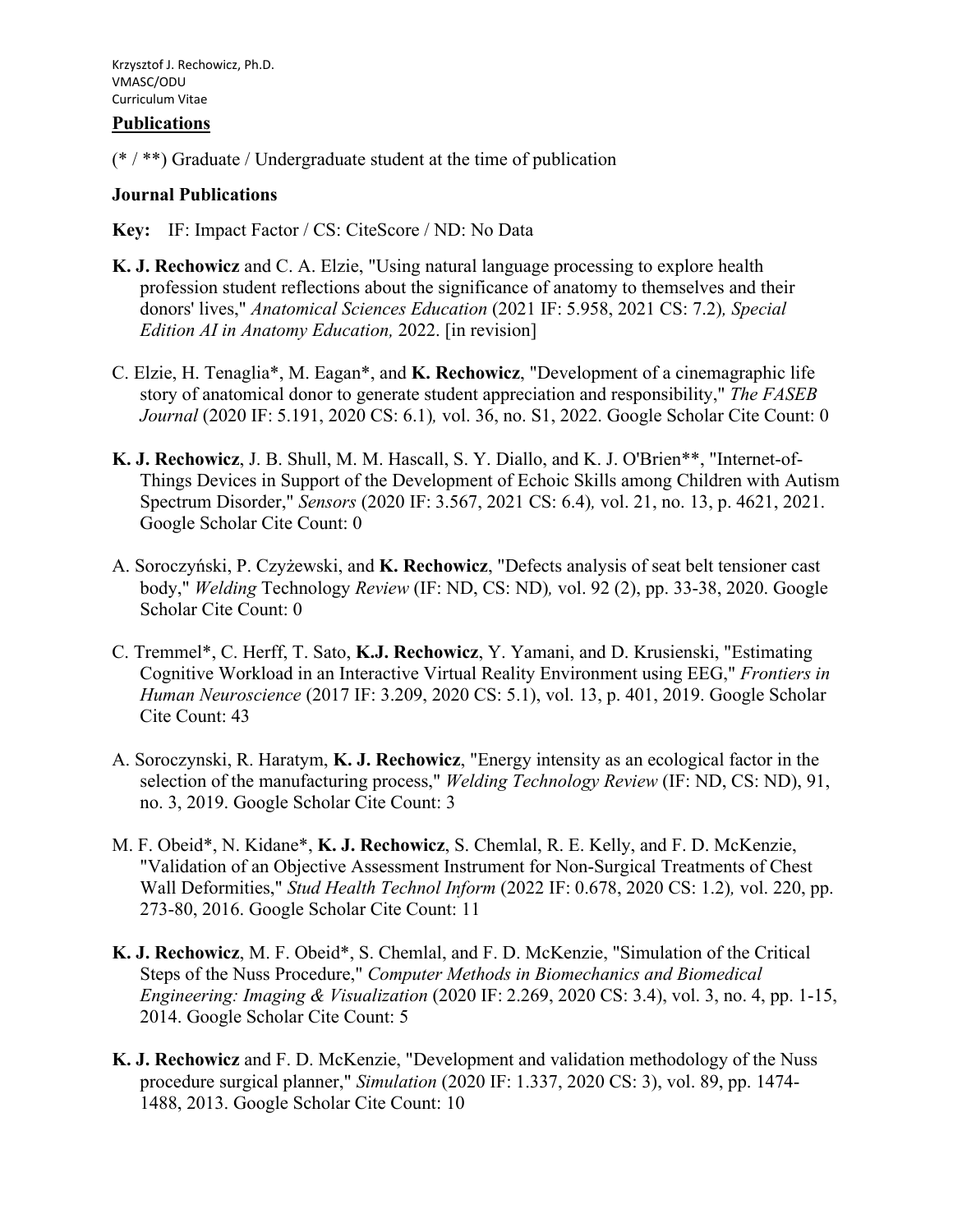## Publications

(* / **) Graduate / Undergraduate student at the time of publication

### Journal Publications

**Key:** IF: Impact Factor / CS: CiteScore / ND: No Data

**K. J. Rechowicz** and C. A. Elzie, "Using natural language processing to explore health profession student reflections about the significance of anatomy to themselves and their donors' lives," *Anatomical Sciences Education* (2021 IF: 5.958, 2021 CS: 7.2), *Special Edition AI in Anatomy Education,* 2022. [in revision]

C. Elzie, H. Tenaglia*, M. Eagan*, and **K. Rechowicz**, "Development of a cinemagraphic life story of anatomical donor to generate student appreciation and responsibility," *The FASEB Journal* (2020 IF: 5.191, 2020 CS: 6.1), vol. 36, no. S1, 2022. Google Scholar Cite Count: 0

**K. J. Rechowicz**, J. B. Shull, M. M. Hascall, S. Y. Diallo, and K. J. O'Brien**, "Internet-of-Things Devices in Support of the Development of Echoic Skills among Children with Autism Spectrum Disorder," *Sensors* (2020 IF: 3.567, 2021 CS: 6.4), vol. 21, no. 13, p. 4621, 2021. Google Scholar Cite Count: 0

A. Soroczyński, P. Czyżewski, and **K. Rechowicz**, "Defects analysis of seat belt tensioner cast body," *Welding* Technology *Review* (IF: ND, CS: ND), vol. 92 (2), pp. 33-38, 2020. Google Scholar Cite Count: 0

C. Tremmel*, C. Herff, T. Sato, **K.J. Rechowicz**, Y. Yamani, and D. Krusienski, "Estimating Cognitive Workload in an Interactive Virtual Reality Environment using EEG," *Frontiers in Human Neuroscience* (2017 IF: 3.209, 2020 CS: 5.1), vol. 13, p. 401, 2019. Google Scholar Cite Count: 43

A. Soroczynski, R. Haratym, **K. J. Rechowicz**, "Energy intensity as an ecological factor in the selection of the manufacturing process," *Welding Technology Review* (IF: ND, CS: ND), 91, no. 3, 2019. Google Scholar Cite Count: 3

M. F. Obeid*, N. Kidane*, **K. J. Rechowicz**, S. Chemlal, R. E. Kelly, and F. D. McKenzie, "Validation of an Objective Assessment Instrument for Non-Surgical Treatments of Chest Wall Deformities," *Stud Health Technol Inform* (2022 IF: 0.678, 2020 CS: 1.2), vol. 220, pp. 273-80, 2016. Google Scholar Cite Count: 11

**K. J. Rechowicz**, M. F. Obeid*, S. Chemlal, and F. D. McKenzie, "Simulation of the Critical Steps of the Nuss Procedure," *Computer Methods in Biomechanics and Biomedical Engineering: Imaging & Visualization* (2020 IF: 2.269, 2020 CS: 3.4), vol. 3, no. 4, pp. 1-15, 2014. Google Scholar Cite Count: 5

**K. J. Rechowicz** and F. D. McKenzie, "Development and validation methodology of the Nuss procedure surgical planner," *Simulation* (2020 IF: 1.337, 2020 CS: 3), vol. 89, pp. 1474-1488, 2013. Google Scholar Cite Count: 10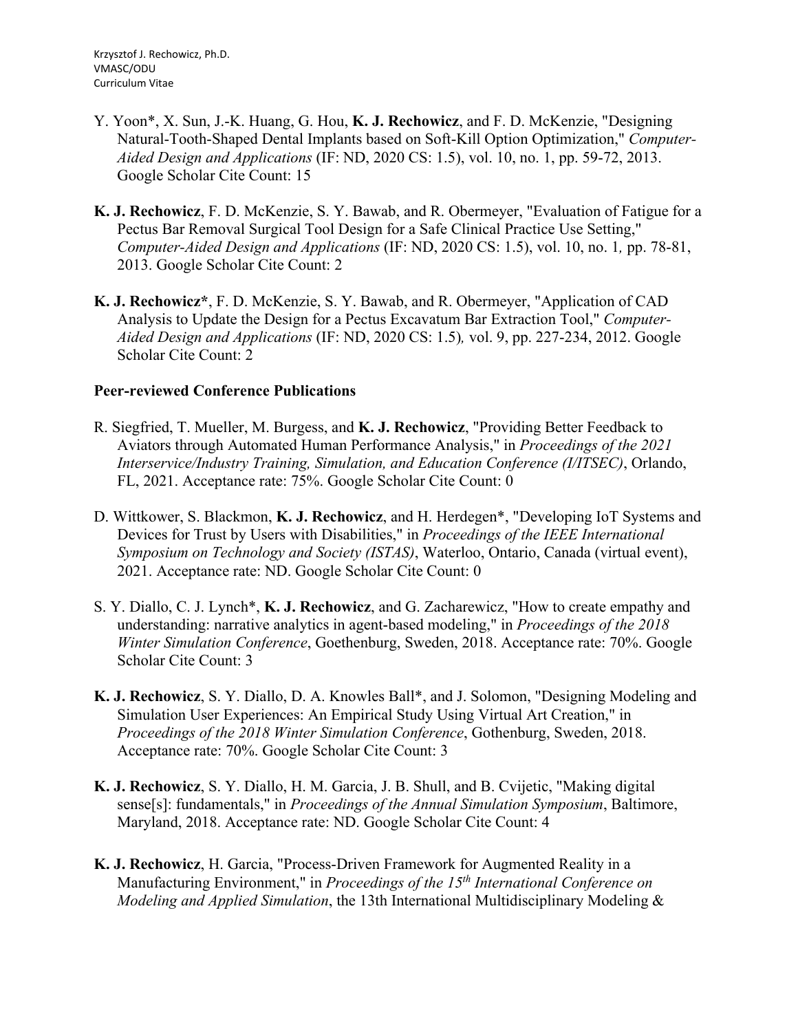Y. Yoon*, X. Sun, J.-K. Huang, G. Hou, **K. J. Rechowicz**, and F. D. McKenzie, "Designing Natural-Tooth-Shaped Dental Implants based on Soft-Kill Option Optimization," *Computer-Aided Design and Applications* (IF: ND, 2020 CS: 1.5), vol. 10, no. 1, pp. 59-72, 2013. Google Scholar Cite Count: 15

**K. J. Rechowicz**, F. D. McKenzie, S. Y. Bawab, and R. Obermeyer, "Evaluation of Fatigue for a Pectus Bar Removal Surgical Tool Design for a Safe Clinical Practice Use Setting," *Computer-Aided Design and Applications* (IF: ND, 2020 CS: 1.5), vol. 10, no. 1, pp. 78-81, 2013. Google Scholar Cite Count: 2

**K. J. Rechowicz***, F. D. McKenzie, S. Y. Bawab, and R. Obermeyer, "Application of CAD Analysis to Update the Design for a Pectus Excavatum Bar Extraction Tool," *Computer-Aided Design and Applications* (IF: ND, 2020 CS: 1.5), vol. 9, pp. 227-234, 2012. Google Scholar Cite Count: 2

**Peer-reviewed Conference Publications**

R. Siegfried, T. Mueller, M. Burgess, and **K. J. Rechowicz**, "Providing Better Feedback to Aviators through Automated Human Performance Analysis," in *Proceedings of the 2021 Interservice/Industry Training, Simulation, and Education Conference (I/ITSEC)*, Orlando, FL, 2021. Acceptance rate: 75%. Google Scholar Cite Count: 0

D. Wittkower, S. Blackmon, **K. J. Rechowicz**, and H. Herdegen*, "Developing IoT Systems and Devices for Trust by Users with Disabilities," in *Proceedings of the IEEE International Symposium on Technology and Society (ISTAS)*, Waterloo, Ontario, Canada (virtual event), 2021. Acceptance rate: ND. Google Scholar Cite Count: 0

S. Y. Diallo, C. J. Lynch*, **K. J. Rechowicz**, and G. Zacharewicz, "How to create empathy and understanding: narrative analytics in agent-based modeling," in *Proceedings of the 2018 Winter Simulation Conference*, Goethenburg, Sweden, 2018. Acceptance rate: 70%. Google Scholar Cite Count: 3

**K. J. Rechowicz**, S. Y. Diallo, D. A. Knowles Ball*, and J. Solomon, "Designing Modeling and Simulation User Experiences: An Empirical Study Using Virtual Art Creation," in *Proceedings of the 2018 Winter Simulation Conference*, Gothenburg, Sweden, 2018. Acceptance rate: 70%. Google Scholar Cite Count: 3

**K. J. Rechowicz**, S. Y. Diallo, H. M. Garcia, J. B. Shull, and B. Cvijetic, "Making digital sense[s]: fundamentals," in *Proceedings of the Annual Simulation Symposium*, Baltimore, Maryland, 2018. Acceptance rate: ND. Google Scholar Cite Count: 4

**K. J. Rechowicz**, H. Garcia, "Process-Driven Framework for Augmented Reality in a Manufacturing Environment," in *Proceedings of the 15th International Conference on Modeling and Applied Simulation*, the 13th International Multidisciplinary Modeling &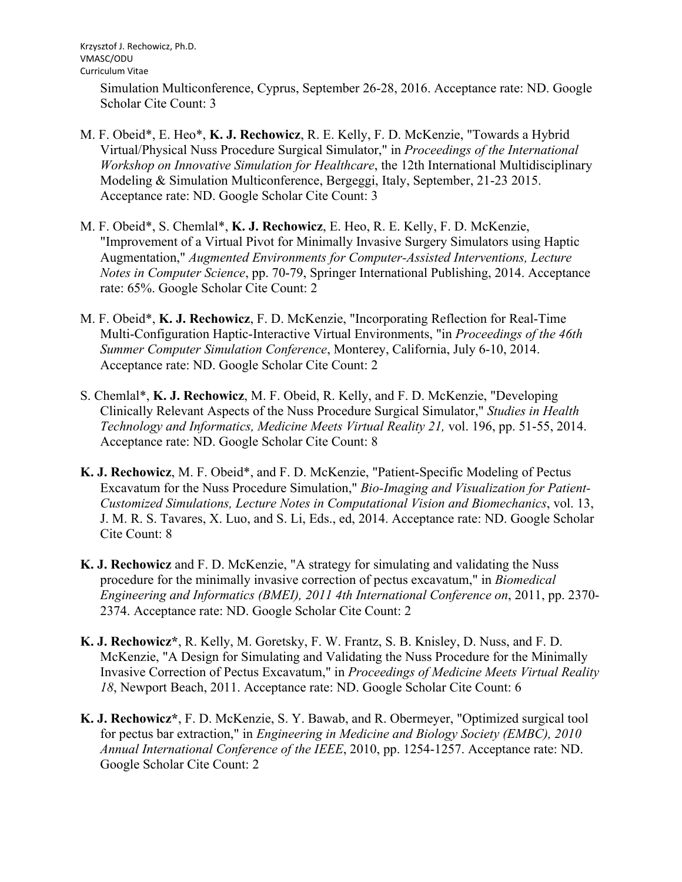Simulation Multiconference, Cyprus, September 26-28, 2016. Acceptance rate: ND. Google Scholar Cite Count: 3

M. F. Obeid*, E. Heo*, **K. J. Rechowicz**, R. E. Kelly, F. D. McKenzie, "Towards a Hybrid Virtual/Physical Nuss Procedure Surgical Simulator," in *Proceedings of the International Workshop on Innovative Simulation for Healthcare*, the 12th International Multidisciplinary Modeling & Simulation Multiconference, Bergeggi, Italy, September, 21-23 2015. Acceptance rate: ND. Google Scholar Cite Count: 3

M. F. Obeid*, S. Chemlal*, **K. J. Rechowicz**, E. Heo, R. E. Kelly, F. D. McKenzie, "Improvement of a Virtual Pivot for Minimally Invasive Surgery Simulators using Haptic Augmentation," *Augmented Environments for Computer-Assisted Interventions, Lecture Notes in Computer Science*, pp. 70-79, Springer International Publishing, 2014. Acceptance rate: 65%. Google Scholar Cite Count: 2

M. F. Obeid*, **K. J. Rechowicz**, F. D. McKenzie, "Incorporating Reflection for Real-Time Multi-Configuration Haptic-Interactive Virtual Environments, "in *Proceedings of the 46th Summer Computer Simulation Conference*, Monterey, California, July 6-10, 2014. Acceptance rate: ND. Google Scholar Cite Count: 2

S. Chemlal*, **K. J. Rechowicz**, M. F. Obeid, R. Kelly, and F. D. McKenzie, "Developing Clinically Relevant Aspects of the Nuss Procedure Surgical Simulator," *Studies in Health Technology and Informatics, Medicine Meets Virtual Reality 21,* vol. 196, pp. 51-55, 2014. Acceptance rate: ND. Google Scholar Cite Count: 8

**K. J. Rechowicz**, M. F. Obeid*, and F. D. McKenzie, "Patient-Specific Modeling of Pectus Excavatum for the Nuss Procedure Simulation," *Bio-Imaging and Visualization for Patient-Customized Simulations, Lecture Notes in Computational Vision and Biomechanics*, vol. 13, J. M. R. S. Tavares, X. Luo, and S. Li, Eds., ed, 2014. Acceptance rate: ND. Google Scholar Cite Count: 8

**K. J. Rechowicz** and F. D. McKenzie, "A strategy for simulating and validating the Nuss procedure for the minimally invasive correction of pectus excavatum," in *Biomedical Engineering and Informatics (BMEI), 2011 4th International Conference on*, 2011, pp. 2370-2374. Acceptance rate: ND. Google Scholar Cite Count: 2

**K. J. Rechowicz***, R. Kelly, M. Goretsky, F. W. Frantz, S. B. Knisley, D. Nuss, and F. D. McKenzie, "A Design for Simulating and Validating the Nuss Procedure for the Minimally Invasive Correction of Pectus Excavatum," in *Proceedings of Medicine Meets Virtual Reality 18*, Newport Beach, 2011. Acceptance rate: ND. Google Scholar Cite Count: 6

**K. J. Rechowicz***, F. D. McKenzie, S. Y. Bawab, and R. Obermeyer, "Optimized surgical tool for pectus bar extraction," in *Engineering in Medicine and Biology Society (EMBC), 2010 Annual International Conference of the IEEE*, 2010, pp. 1254-1257. Acceptance rate: ND. Google Scholar Cite Count: 2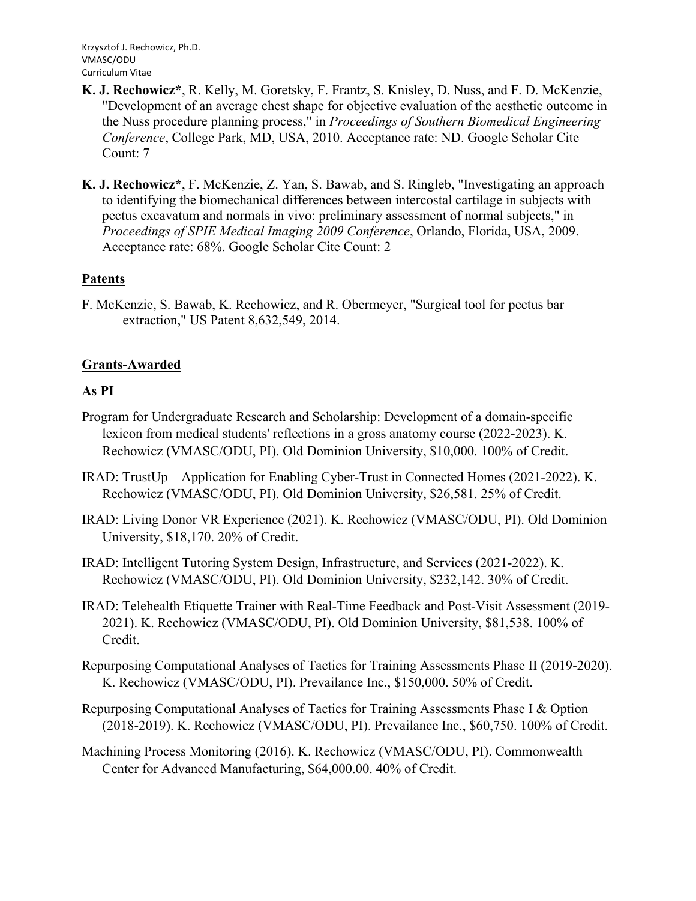**K. J. Rechowicz***, R. Kelly, M. Goretsky, F. Frantz, S. Knisley, D. Nuss, and F. D. McKenzie, "Development of an average chest shape for objective evaluation of the aesthetic outcome in the Nuss procedure planning process," in *Proceedings of Southern Biomedical Engineering Conference*, College Park, MD, USA, 2010. Acceptance rate: ND. Google Scholar Cite Count: 7

**K. J. Rechowicz***, F. McKenzie, Z. Yan, S. Bawab, and S. Ringleb, "Investigating an approach to identifying the biomechanical differences between intercostal cartilage in subjects with pectus excavatum and normals in vivo: preliminary assessment of normal subjects," in *Proceedings of SPIE Medical Imaging 2009 Conference*, Orlando, Florida, USA, 2009. Acceptance rate: 68%. Google Scholar Cite Count: 2

## Patents

F. McKenzie, S. Bawab, K. Rechowicz, and R. Obermeyer, "Surgical tool for pectus bar extraction," US Patent 8,632,549, 2014.

## Grants-Awarded

### As PI

Program for Undergraduate Research and Scholarship: Development of a domain-specific lexicon from medical students' reflections in a gross anatomy course (2022-2023). K. Rechowicz (VMASC/ODU, PI). Old Dominion University, $10,000. 100% of Credit.

IRAD: TrustUp – Application for Enabling Cyber-Trust in Connected Homes (2021-2022). K. Rechowicz (VMASC/ODU, PI). Old Dominion University, $26,581. 25% of Credit.

IRAD: Living Donor VR Experience (2021). K. Rechowicz (VMASC/ODU, PI). Old Dominion University, $18,170. 20% of Credit.

IRAD: Intelligent Tutoring System Design, Infrastructure, and Services (2021-2022). K. Rechowicz (VMASC/ODU, PI). Old Dominion University, $232,142. 30% of Credit.

IRAD: Telehealth Etiquette Trainer with Real-Time Feedback and Post-Visit Assessment (2019-2021). K. Rechowicz (VMASC/ODU, PI). Old Dominion University, $81,538. 100% of Credit.

Repurposing Computational Analyses of Tactics for Training Assessments Phase II (2019-2020). K. Rechowicz (VMASC/ODU, PI). Prevailance Inc., $150,000. 50% of Credit.

Repurposing Computational Analyses of Tactics for Training Assessments Phase I & Option (2018-2019). K. Rechowicz (VMASC/ODU, PI). Prevailance Inc., $60,750. 100% of Credit.

Machining Process Monitoring (2016). K. Rechowicz (VMASC/ODU, PI). Commonwealth Center for Advanced Manufacturing, $64,000.00. 40% of Credit.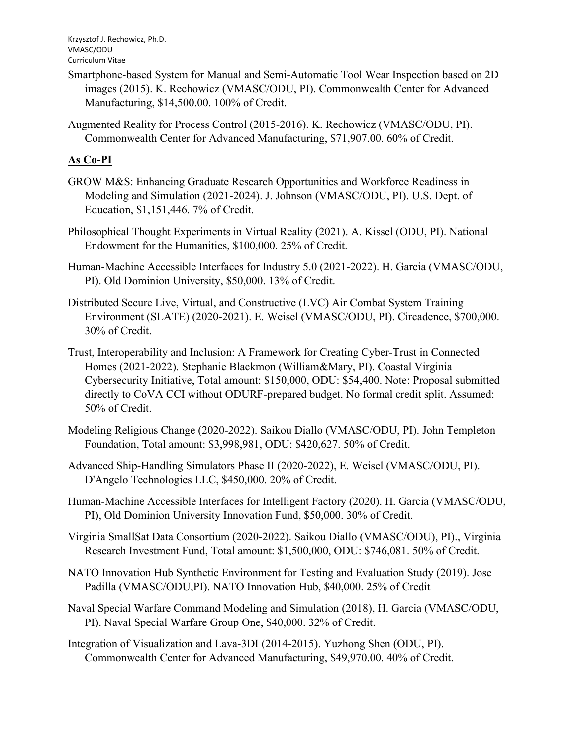Smartphone-based System for Manual and Semi-Automatic Tool Wear Inspection based on 2D images (2015). K. Rechowicz (VMASC/ODU, PI). Commonwealth Center for Advanced Manufacturing, $14,500.00. 100% of Credit.

Augmented Reality for Process Control (2015-2016). K. Rechowicz (VMASC/ODU, PI). Commonwealth Center for Advanced Manufacturing, $71,907.00. 60% of Credit.

## As Co-PI

GROW M&S: Enhancing Graduate Research Opportunities and Workforce Readiness in Modeling and Simulation (2021-2024). J. Johnson (VMASC/ODU, PI). U.S. Dept. of Education, $1,151,446. 7% of Credit.

Philosophical Thought Experiments in Virtual Reality (2021). A. Kissel (ODU, PI). National Endowment for the Humanities, $100,000. 25% of Credit.

Human-Machine Accessible Interfaces for Industry 5.0 (2021-2022). H. Garcia (VMASC/ODU, PI). Old Dominion University, $50,000. 13% of Credit.

Distributed Secure Live, Virtual, and Constructive (LVC) Air Combat System Training Environment (SLATE) (2020-2021). E. Weisel (VMASC/ODU, PI). Circadence, $700,000. 30% of Credit.

Trust, Interoperability and Inclusion: A Framework for Creating Cyber-Trust in Connected Homes (2021-2022). Stephanie Blackmon (William&Mary, PI). Coastal Virginia Cybersecurity Initiative, Total amount: $150,000, ODU: $54,400. Note: Proposal submitted directly to CoVA CCI without ODURF-prepared budget. No formal credit split. Assumed: 50% of Credit.

Modeling Religious Change (2020-2022). Saikou Diallo (VMASC/ODU, PI). John Templeton Foundation, Total amount: $3,998,981, ODU: $420,627. 50% of Credit.

Advanced Ship-Handling Simulators Phase II (2020-2022), E. Weisel (VMASC/ODU, PI). D'Angelo Technologies LLC, $450,000. 20% of Credit.

Human-Machine Accessible Interfaces for Intelligent Factory (2020). H. Garcia (VMASC/ODU, PI), Old Dominion University Innovation Fund, $50,000. 30% of Credit.

Virginia SmallSat Data Consortium (2020-2022). Saikou Diallo (VMASC/ODU), PI)., Virginia Research Investment Fund, Total amount: $1,500,000, ODU: $746,081. 50% of Credit.

NATO Innovation Hub Synthetic Environment for Testing and Evaluation Study (2019). Jose Padilla (VMASC/ODU,PI). NATO Innovation Hub, $40,000. 25% of Credit

Naval Special Warfare Command Modeling and Simulation (2018), H. Garcia (VMASC/ODU, PI). Naval Special Warfare Group One, $40,000. 32% of Credit.

Integration of Visualization and Lava-3DI (2014-2015). Yuzhong Shen (ODU, PI). Commonwealth Center for Advanced Manufacturing, $49,970.00. 40% of Credit.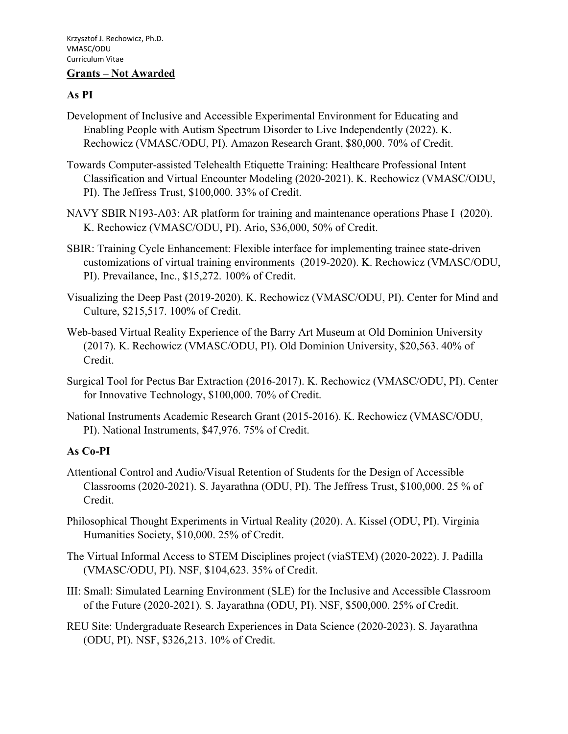## Grants – Not Awarded

### As PI

Development of Inclusive and Accessible Experimental Environment for Educating and Enabling People with Autism Spectrum Disorder to Live Independently (2022). K. Rechowicz (VMASC/ODU, PI). Amazon Research Grant, $80,000. 70% of Credit.

Towards Computer-assisted Telehealth Etiquette Training: Healthcare Professional Intent Classification and Virtual Encounter Modeling (2020-2021). K. Rechowicz (VMASC/ODU, PI). The Jeffress Trust, $100,000. 33% of Credit.

NAVY SBIR N193-A03: AR platform for training and maintenance operations Phase I (2020). K. Rechowicz (VMASC/ODU, PI). Ario, $36,000, 50% of Credit.

SBIR: Training Cycle Enhancement: Flexible interface for implementing trainee state-driven customizations of virtual training environments (2019-2020). K. Rechowicz (VMASC/ODU, PI). Prevailance, Inc., $15,272. 100% of Credit.

Visualizing the Deep Past (2019-2020). K. Rechowicz (VMASC/ODU, PI). Center for Mind and Culture, $215,517. 100% of Credit.

Web-based Virtual Reality Experience of the Barry Art Museum at Old Dominion University (2017). K. Rechowicz (VMASC/ODU, PI). Old Dominion University, $20,563. 40% of Credit.

Surgical Tool for Pectus Bar Extraction (2016-2017). K. Rechowicz (VMASC/ODU, PI). Center for Innovative Technology, $100,000. 70% of Credit.

National Instruments Academic Research Grant (2015-2016). K. Rechowicz (VMASC/ODU, PI). National Instruments, $47,976. 75% of Credit.

### As Co-PI

Attentional Control and Audio/Visual Retention of Students for the Design of Accessible Classrooms (2020-2021). S. Jayarathna (ODU, PI). The Jeffress Trust, $100,000. 25 % of Credit.

Philosophical Thought Experiments in Virtual Reality (2020). A. Kissel (ODU, PI). Virginia Humanities Society, $10,000. 25% of Credit.

The Virtual Informal Access to STEM Disciplines project (viaSTEM) (2020-2022). J. Padilla (VMASC/ODU, PI). NSF, $104,623. 35% of Credit.

III: Small: Simulated Learning Environment (SLE) for the Inclusive and Accessible Classroom of the Future (2020-2021). S. Jayarathna (ODU, PI). NSF, $500,000. 25% of Credit.

REU Site: Undergraduate Research Experiences in Data Science (2020-2023). S. Jayarathna (ODU, PI). NSF, $326,213. 10% of Credit.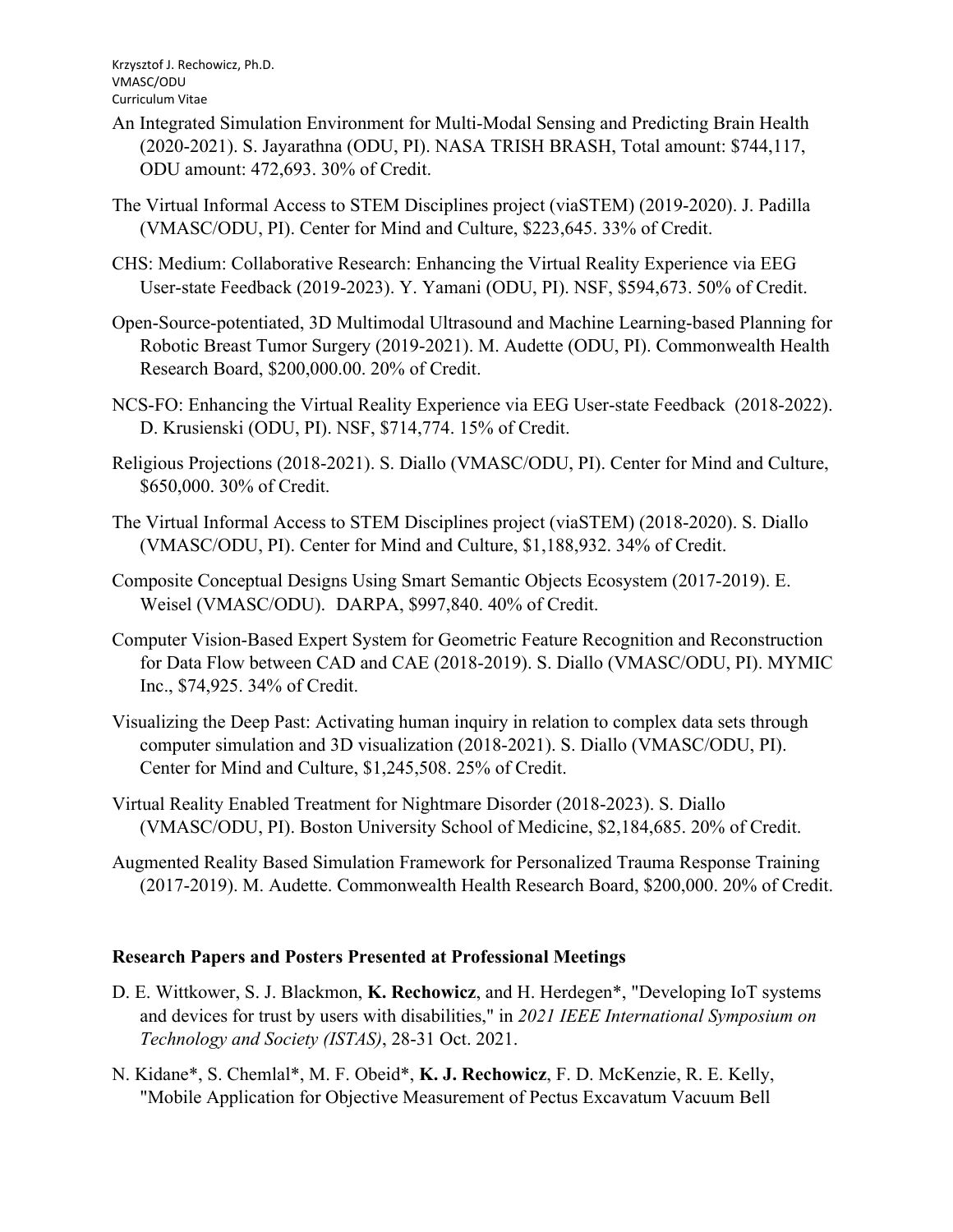An Integrated Simulation Environment for Multi-Modal Sensing and Predicting Brain Health (2020-2021). S. Jayarathna (ODU, PI). NASA TRISH BRASH, Total amount: $744,117, ODU amount: 472,693. 30% of Credit.

The Virtual Informal Access to STEM Disciplines project (viaSTEM) (2019-2020). J. Padilla (VMASC/ODU, PI). Center for Mind and Culture, $223,645. 33% of Credit.

CHS: Medium: Collaborative Research: Enhancing the Virtual Reality Experience via EEG User-state Feedback (2019-2023). Y. Yamani (ODU, PI). NSF, $594,673. 50% of Credit.

Open-Source-potentiated, 3D Multimodal Ultrasound and Machine Learning-based Planning for Robotic Breast Tumor Surgery (2019-2021). M. Audette (ODU, PI). Commonwealth Health Research Board, $200,000.00. 20% of Credit.

NCS-FO: Enhancing the Virtual Reality Experience via EEG User-state Feedback (2018-2022). D. Krusienski (ODU, PI). NSF, $714,774. 15% of Credit.

Religious Projections (2018-2021). S. Diallo (VMASC/ODU, PI). Center for Mind and Culture, $650,000. 30% of Credit.

The Virtual Informal Access to STEM Disciplines project (viaSTEM) (2018-2020). S. Diallo (VMASC/ODU, PI). Center for Mind and Culture, $1,188,932. 34% of Credit.

Composite Conceptual Designs Using Smart Semantic Objects Ecosystem (2017-2019). E. Weisel (VMASC/ODU). DARPA, $997,840. 40% of Credit.

Computer Vision-Based Expert System for Geometric Feature Recognition and Reconstruction for Data Flow between CAD and CAE (2018-2019). S. Diallo (VMASC/ODU, PI). MYMIC Inc., $74,925. 34% of Credit.

Visualizing the Deep Past: Activating human inquiry in relation to complex data sets through computer simulation and 3D visualization (2018-2021). S. Diallo (VMASC/ODU, PI). Center for Mind and Culture, $1,245,508. 25% of Credit.

Virtual Reality Enabled Treatment for Nightmare Disorder (2018-2023). S. Diallo (VMASC/ODU, PI). Boston University School of Medicine, $2,184,685. 20% of Credit.

Augmented Reality Based Simulation Framework for Personalized Trauma Response Training (2017-2019). M. Audette. Commonwealth Health Research Board, $200,000. 20% of Credit.

**Research Papers and Posters Presented at Professional Meetings**

D. E. Wittkower, S. J. Blackmon, **K. Rechowicz**, and H. Herdegen*, "Developing IoT systems and devices for trust by users with disabilities," in *2021 IEEE International Symposium on Technology and Society (ISTAS)*, 28-31 Oct. 2021.

N. Kidane*, S. Chemlal*, M. F. Obeid*, **K. J. Rechowicz**, F. D. McKenzie, R. E. Kelly, "Mobile Application for Objective Measurement of Pectus Excavatum Vacuum Bell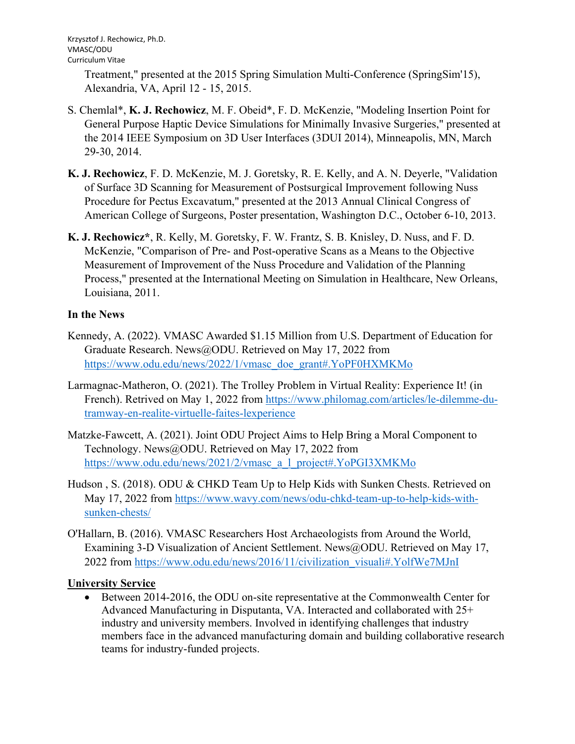Treatment," presented at the 2015 Spring Simulation Multi-Conference (SpringSim'15), Alexandria, VA, April 12 - 15, 2015.

S. Chemlal*, **K. J. Rechowicz**, M. F. Obeid*, F. D. McKenzie, "Modeling Insertion Point for General Purpose Haptic Device Simulations for Minimally Invasive Surgeries," presented at the 2014 IEEE Symposium on 3D User Interfaces (3DUI 2014), Minneapolis, MN, March 29-30, 2014.

**K. J. Rechowicz**, F. D. McKenzie, M. J. Goretsky, R. E. Kelly, and A. N. Deyerle, "Validation of Surface 3D Scanning for Measurement of Postsurgical Improvement following Nuss Procedure for Pectus Excavatum," presented at the 2013 Annual Clinical Congress of American College of Surgeons, Poster presentation, Washington D.C., October 6-10, 2013.

**K. J. Rechowicz***, R. Kelly, M. Goretsky, F. W. Frantz, S. B. Knisley, D. Nuss, and F. D. McKenzie, "Comparison of Pre- and Post-operative Scans as a Means to the Objective Measurement of Improvement of the Nuss Procedure and Validation of the Planning Process," presented at the International Meeting on Simulation in Healthcare, New Orleans, Louisiana, 2011.

**In the News**

Kennedy, A. (2022). VMASC Awarded $1.15 Million from U.S. Department of Education for Graduate Research. News@ODU. Retrieved on May 17, 2022 from https://www.odu.edu/news/2022/1/vmasc_doe_grant#.YoPF0HXMKMo

Larmagnac-Matheron, O. (2021). The Trolley Problem in Virtual Reality: Experience It! (in French). Retrived on May 1, 2022 from https://www.philomag.com/articles/le-dilemme-du-tramway-en-realite-virtuelle-faites-lexperience

Matzke-Fawcett, A. (2021). Joint ODU Project Aims to Help Bring a Moral Component to Technology. News@ODU. Retrieved on May 17, 2022 from https://www.odu.edu/news/2021/2/vmasc_a_l_project#.YoPGI3XMKMo

Hudson , S. (2018). ODU & CHKD Team Up to Help Kids with Sunken Chests. Retrieved on May 17, 2022 from https://www.wavy.com/news/odu-chkd-team-up-to-help-kids-with-sunken-chests/

O'Hallarn, B. (2016). VMASC Researchers Host Archaeologists from Around the World, Examining 3-D Visualization of Ancient Settlement. News@ODU. Retrieved on May 17, 2022 from https://www.odu.edu/news/2016/11/civilization_visuali#.YolfWe7MJnI

**University Service**

- Between 2014-2016, the ODU on-site representative at the Commonwealth Center for Advanced Manufacturing in Disputanta, VA. Interacted and collaborated with 25+ industry and university members. Involved in identifying challenges that industry members face in the advanced manufacturing domain and building collaborative research teams for industry-funded projects.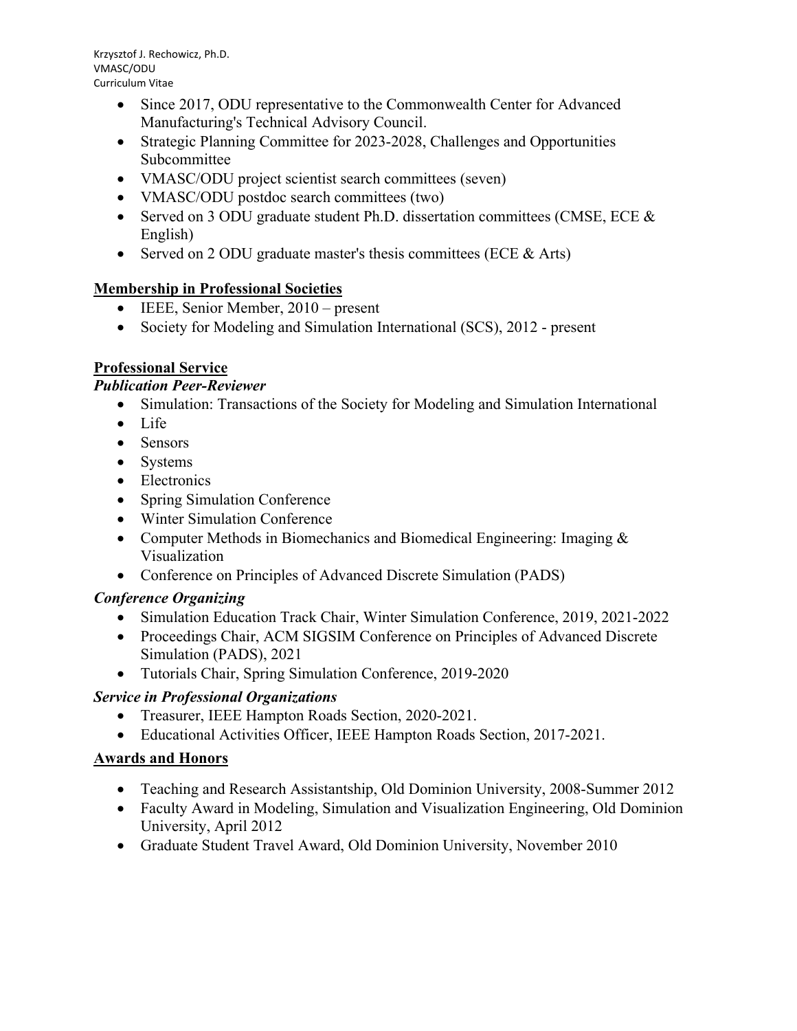- Since 2017, ODU representative to the Commonwealth Center for Advanced Manufacturing's Technical Advisory Council.
- Strategic Planning Committee for 2023-2028, Challenges and Opportunities Subcommittee
- VMASC/ODU project scientist search committees (seven)
- VMASC/ODU postdoc search committees (two)
- Served on 3 ODU graduate student Ph.D. dissertation committees (CMSE, ECE & English)
- Served on 2 ODU graduate master's thesis committees (ECE & Arts)

## Membership in Professional Societies

- IEEE, Senior Member, 2010 – present
- Society for Modeling and Simulation International (SCS), 2012 - present

## Professional Service

### *Publication Peer-Reviewer*

- Simulation: Transactions of the Society for Modeling and Simulation International
- Life
- Sensors
- Systems
- Electronics
- Spring Simulation Conference
- Winter Simulation Conference
- Computer Methods in Biomechanics and Biomedical Engineering: Imaging & Visualization
- Conference on Principles of Advanced Discrete Simulation (PADS)

### *Conference Organizing*

- Simulation Education Track Chair, Winter Simulation Conference, 2019, 2021-2022
- Proceedings Chair, ACM SIGSIM Conference on Principles of Advanced Discrete Simulation (PADS), 2021
- Tutorials Chair, Spring Simulation Conference, 2019-2020

### *Service in Professional Organizations*

- Treasurer, IEEE Hampton Roads Section, 2020-2021.
- Educational Activities Officer, IEEE Hampton Roads Section, 2017-2021.

## Awards and Honors

- Teaching and Research Assistantship, Old Dominion University, 2008-Summer 2012
- Faculty Award in Modeling, Simulation and Visualization Engineering, Old Dominion University, April 2012
- Graduate Student Travel Award, Old Dominion University, November 2010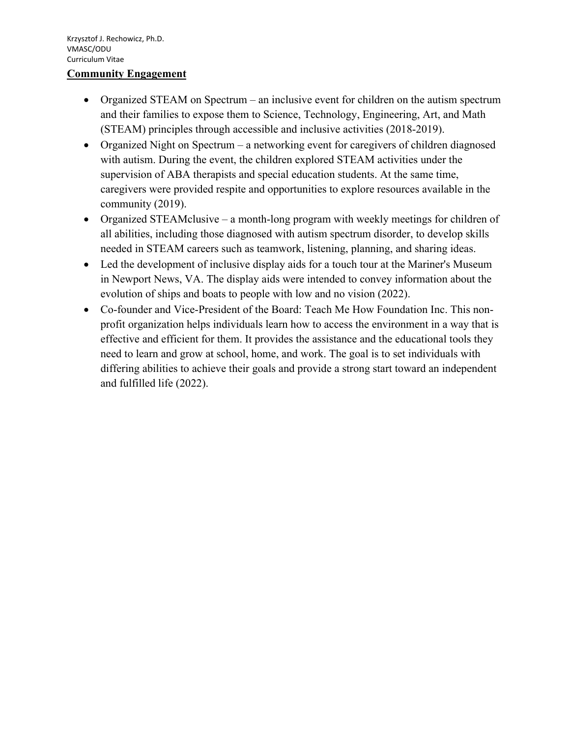## Community Engagement

- Organized STEAM on Spectrum – an inclusive event for children on the autism spectrum and their families to expose them to Science, Technology, Engineering, Art, and Math (STEAM) principles through accessible and inclusive activities (2018-2019).
- Organized Night on Spectrum – a networking event for caregivers of children diagnosed with autism. During the event, the children explored STEAM activities under the supervision of ABA therapists and special education students. At the same time, caregivers were provided respite and opportunities to explore resources available in the community (2019).
- Organized STEAMclusive – a month-long program with weekly meetings for children of all abilities, including those diagnosed with autism spectrum disorder, to develop skills needed in STEAM careers such as teamwork, listening, planning, and sharing ideas.
- Led the development of inclusive display aids for a touch tour at the Mariner's Museum in Newport News, VA. The display aids were intended to convey information about the evolution of ships and boats to people with low and no vision (2022).
- Co-founder and Vice-President of the Board: Teach Me How Foundation Inc. This non-profit organization helps individuals learn how to access the environment in a way that is effective and efficient for them. It provides the assistance and the educational tools they need to learn and grow at school, home, and work. The goal is to set individuals with differing abilities to achieve their goals and provide a strong start toward an independent and fulfilled life (2022).